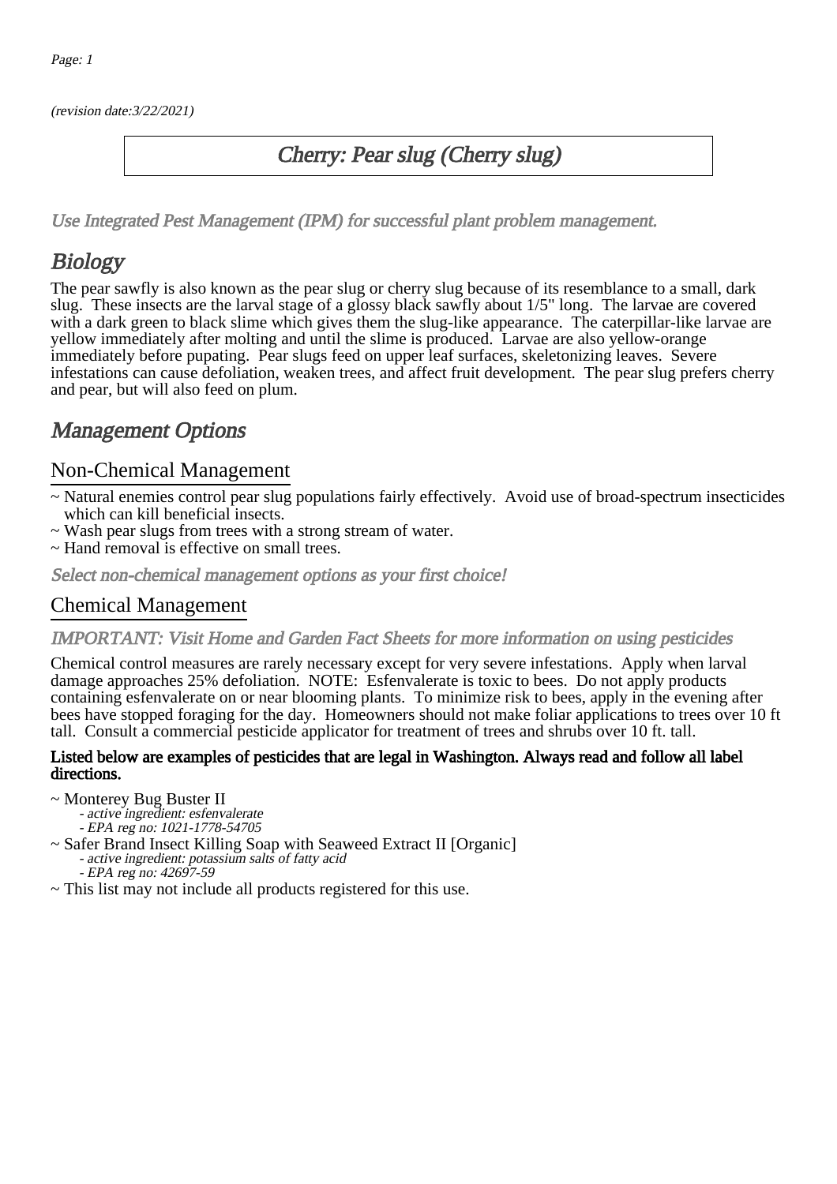(revision date:3/22/2021)

# Cherry: Pear slug (Cherry slug)

*Use Integrated Pest Management (IPM) for successful plant problem management.*

## Biology

The pear sawfly is also known as the pear slug or cherry slug because of its resemblance to a small, dark slug. These insects are the larval stage of a glossy black sawfly about 1/5" long. The larvae are covered with a dark green to black slime which gives them the slug-like appearance. The caterpillar-like larvae are yellow immediately after molting and until the slime is produced. Larvae are also yellow-orange immediately before pupating. Pear slugs feed on upper leaf surfaces, skeletonizing leaves. Severe infestations can cause defoliation, weaken trees, and affect fruit development. The pear slug prefers cherry and pear, but will also feed on plum.

## Management Options

### Non-Chemical Management

~ Natural enemies control pear slug populations fairly effectively. Avoid use of broad-spectrum insecticides which can kill beneficial insects.
~ Wash pear slugs from trees with a strong stream of water.
~ Hand removal is effective on small trees.

*Select non-chemical management options as your first choice!*

### Chemical Management

*IMPORTANT: Visit Home and Garden Fact Sheets for more information on using pesticides*

Chemical control measures are rarely necessary except for very severe infestations. Apply when larval damage approaches 25% defoliation. NOTE: Esfenvalerate is toxic to bees. Do not apply products containing esfenvalerate on or near blooming plants. To minimize risk to bees, apply in the evening after bees have stopped foraging for the day. Homeowners should not make foliar applications to trees over 10 ft tall. Consult a commercial pesticide applicator for treatment of trees and shrubs over 10 ft. tall.

**Listed below are examples of pesticides that are legal in Washington. Always read and follow all label directions.**

~ Monterey Bug Buster II
  - *active ingredient: esfenvalerate*
  - *EPA reg no: 1021-1778-54705*

~ Safer Brand Insect Killing Soap with Seaweed Extract II [Organic]
  - *active ingredient: potassium salts of fatty acid*
  - *EPA reg no: 42697-59*

~ This list may not include all products registered for this use.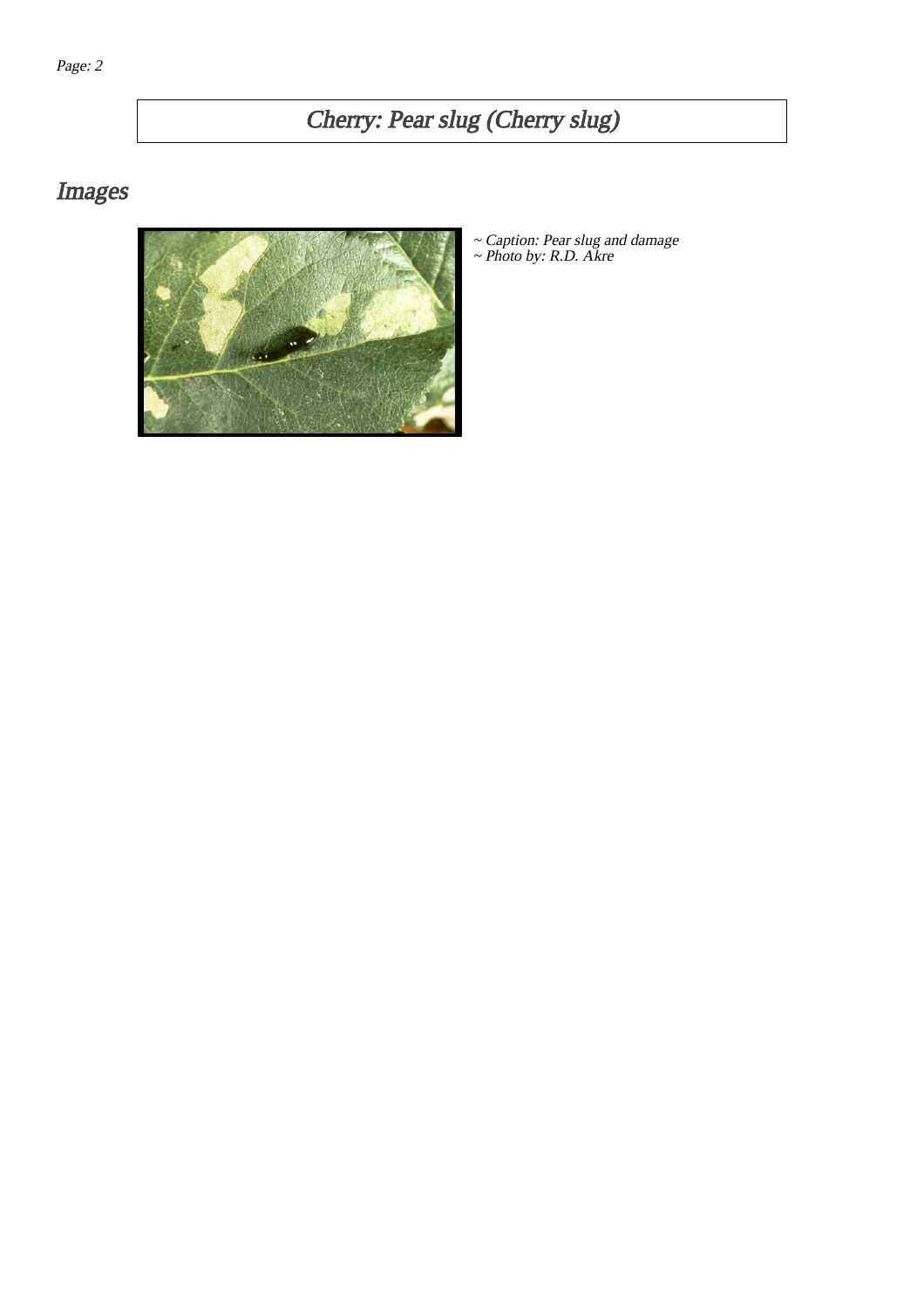# Cherry: Pear slug (Cherry slug)

## Images

~ Caption: Pear slug and damage
~ Photo by: R.D. Akre